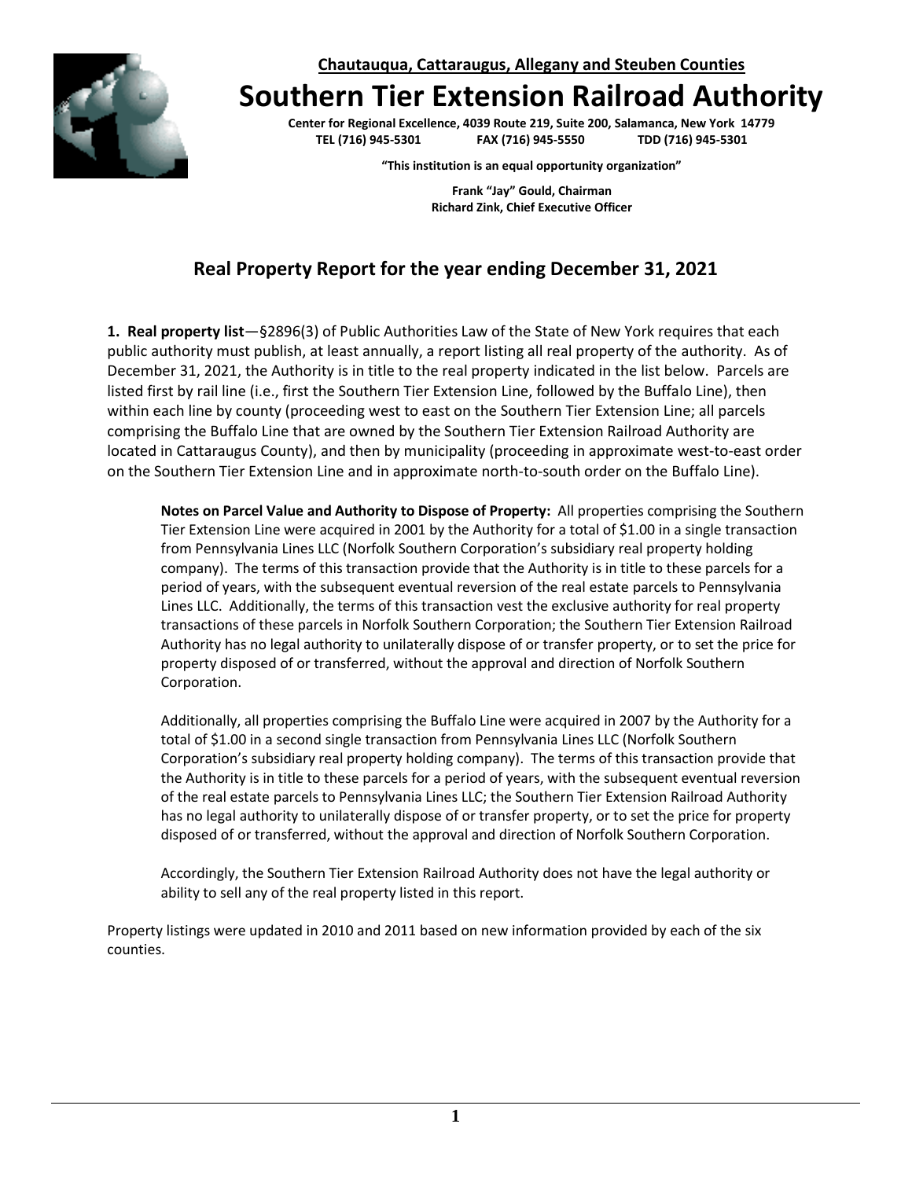**Chautauqua, Cattaraugus, Allegany and Steuben Counties**

# Southern Tier Extension Railroad Authority

**Center for Regional Excellence, 4039 Route 219, Suite 200, Salamanca, New York 14779**
**TEL (716) 945-5301 FAX (716) 945-5550 TDD (716) 945-5301**

**"This institution is an equal opportunity organization"**

**Frank "Jay" Gould, Chairman**
**Richard Zink, Chief Executive Officer**

## Real Property Report for the year ending December 31, 2021

**1. Real property list**—§2896(3) of Public Authorities Law of the State of New York requires that each public authority must publish, at least annually, a report listing all real property of the authority. As of December 31, 2021, the Authority is in title to the real property indicated in the list below. Parcels are listed first by rail line (i.e., first the Southern Tier Extension Line, followed by the Buffalo Line), then within each line by county (proceeding west to east on the Southern Tier Extension Line; all parcels comprising the Buffalo Line that are owned by the Southern Tier Extension Railroad Authority are located in Cattaraugus County), and then by municipality (proceeding in approximate west-to-east order on the Southern Tier Extension Line and in approximate north-to-south order on the Buffalo Line).

> **Notes on Parcel Value and Authority to Dispose of Property:** All properties comprising the Southern Tier Extension Line were acquired in 2001 by the Authority for a total of $1.00 in a single transaction from Pennsylvania Lines LLC (Norfolk Southern Corporation's subsidiary real property holding company). The terms of this transaction provide that the Authority is in title to these parcels for a period of years, with the subsequent eventual reversion of the real estate parcels to Pennsylvania Lines LLC. Additionally, the terms of this transaction vest the exclusive authority for real property transactions of these parcels in Norfolk Southern Corporation; the Southern Tier Extension Railroad Authority has no legal authority to unilaterally dispose of or transfer property, or to set the price for property disposed of or transferred, without the approval and direction of Norfolk Southern Corporation.
>
> Additionally, all properties comprising the Buffalo Line were acquired in 2007 by the Authority for a total of $1.00 in a second single transaction from Pennsylvania Lines LLC (Norfolk Southern Corporation's subsidiary real property holding company). The terms of this transaction provide that the Authority is in title to these parcels for a period of years, with the subsequent eventual reversion of the real estate parcels to Pennsylvania Lines LLC; the Southern Tier Extension Railroad Authority has no legal authority to unilaterally dispose of or transfer property, or to set the price for property disposed of or transferred, without the approval and direction of Norfolk Southern Corporation.
>
> Accordingly, the Southern Tier Extension Railroad Authority does not have the legal authority or ability to sell any of the real property listed in this report.

Property listings were updated in 2010 and 2011 based on new information provided by each of the six counties.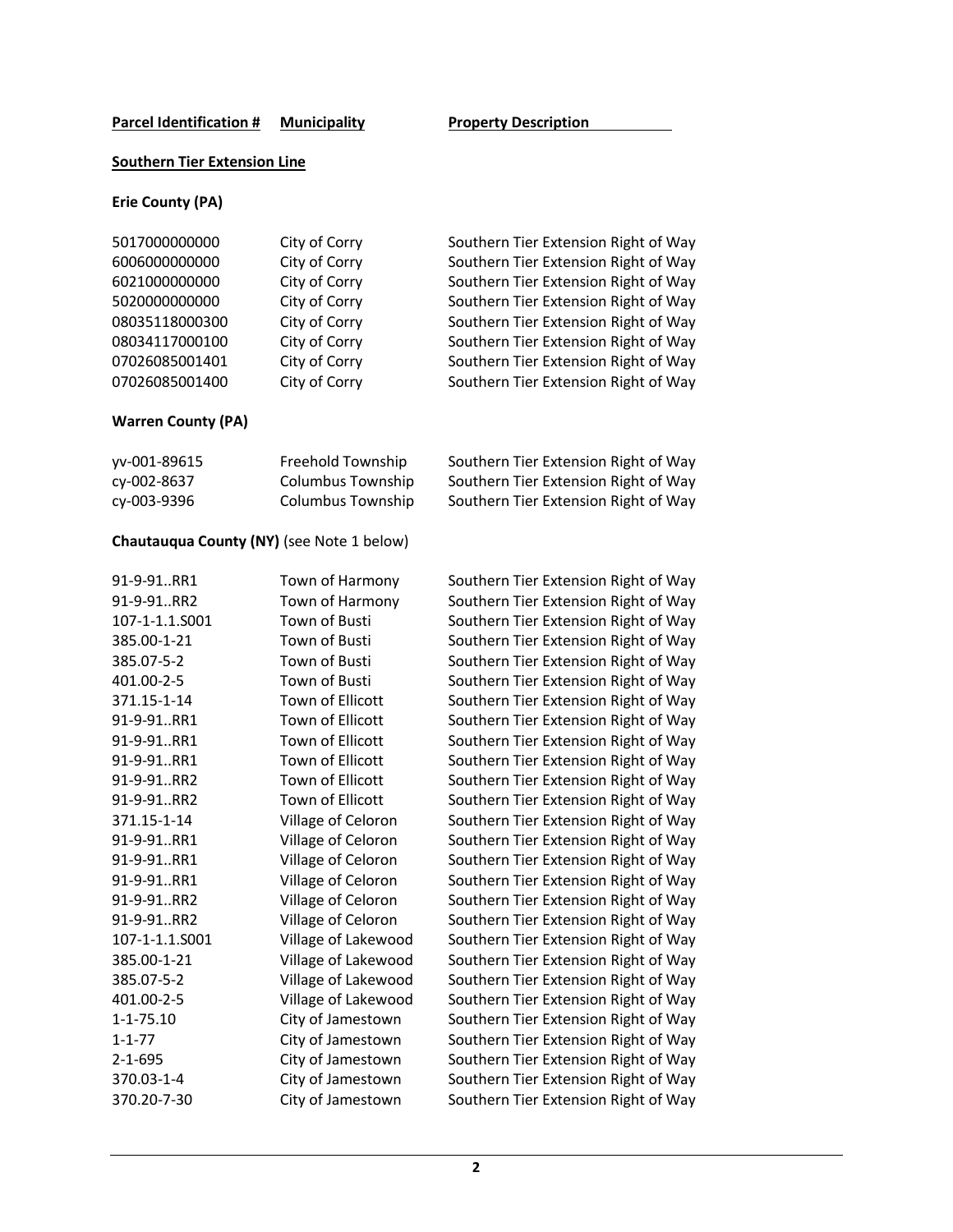| **Parcel Identification #** | **Municipality** | **Property Description** |
|---|---|---|

**Southern Tier Extension Line**

**Erie County (PA)**

| Parcel Identification # | Municipality | Property Description |
|---|---|---|
| 5017000000000 | City of Corry | Southern Tier Extension Right of Way |
| 6006000000000 | City of Corry | Southern Tier Extension Right of Way |
| 6021000000000 | City of Corry | Southern Tier Extension Right of Way |
| 5020000000000 | City of Corry | Southern Tier Extension Right of Way |
| 08035118000300 | City of Corry | Southern Tier Extension Right of Way |
| 08034117000100 | City of Corry | Southern Tier Extension Right of Way |
| 07026085001401 | City of Corry | Southern Tier Extension Right of Way |
| 07026085001400 | City of Corry | Southern Tier Extension Right of Way |

**Warren County (PA)**

| Parcel Identification # | Municipality | Property Description |
|---|---|---|
| yv-001-89615 | Freehold Township | Southern Tier Extension Right of Way |
| cy-002-8637 | Columbus Township | Southern Tier Extension Right of Way |
| cy-003-9396 | Columbus Township | Southern Tier Extension Right of Way |

**Chautauqua County (NY)** (see Note 1 below)

| Parcel Identification # | Municipality | Property Description |
|---|---|---|
| 91-9-91..RR1 | Town of Harmony | Southern Tier Extension Right of Way |
| 91-9-91..RR2 | Town of Harmony | Southern Tier Extension Right of Way |
| 107-1-1.1.S001 | Town of Busti | Southern Tier Extension Right of Way |
| 385.00-1-21 | Town of Busti | Southern Tier Extension Right of Way |
| 385.07-5-2 | Town of Busti | Southern Tier Extension Right of Way |
| 401.00-2-5 | Town of Busti | Southern Tier Extension Right of Way |
| 371.15-1-14 | Town of Ellicott | Southern Tier Extension Right of Way |
| 91-9-91..RR1 | Town of Ellicott | Southern Tier Extension Right of Way |
| 91-9-91..RR1 | Town of Ellicott | Southern Tier Extension Right of Way |
| 91-9-91..RR1 | Town of Ellicott | Southern Tier Extension Right of Way |
| 91-9-91..RR2 | Town of Ellicott | Southern Tier Extension Right of Way |
| 91-9-91..RR2 | Town of Ellicott | Southern Tier Extension Right of Way |
| 371.15-1-14 | Village of Celoron | Southern Tier Extension Right of Way |
| 91-9-91..RR1 | Village of Celoron | Southern Tier Extension Right of Way |
| 91-9-91..RR1 | Village of Celoron | Southern Tier Extension Right of Way |
| 91-9-91..RR1 | Village of Celoron | Southern Tier Extension Right of Way |
| 91-9-91..RR2 | Village of Celoron | Southern Tier Extension Right of Way |
| 91-9-91..RR2 | Village of Celoron | Southern Tier Extension Right of Way |
| 107-1-1.1.S001 | Village of Lakewood | Southern Tier Extension Right of Way |
| 385.00-1-21 | Village of Lakewood | Southern Tier Extension Right of Way |
| 385.07-5-2 | Village of Lakewood | Southern Tier Extension Right of Way |
| 401.00-2-5 | Village of Lakewood | Southern Tier Extension Right of Way |
| 1-1-75.10 | City of Jamestown | Southern Tier Extension Right of Way |
| 1-1-77 | City of Jamestown | Southern Tier Extension Right of Way |
| 2-1-695 | City of Jamestown | Southern Tier Extension Right of Way |
| 370.03-1-4 | City of Jamestown | Southern Tier Extension Right of Way |
| 370.20-7-30 | City of Jamestown | Southern Tier Extension Right of Way |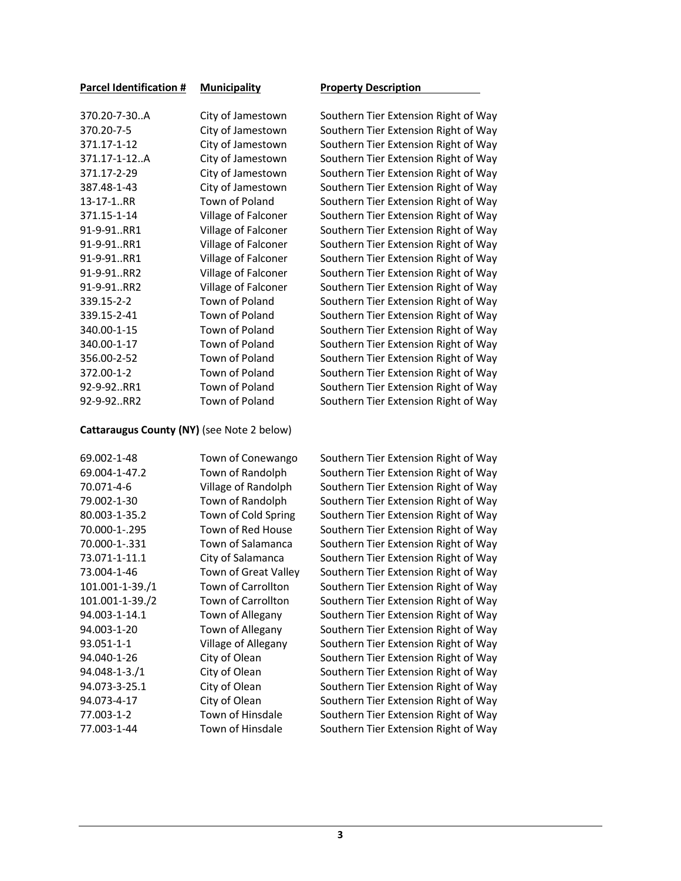| Parcel Identification # | Municipality | Property Description |
|---|---|---|
| 370.20-7-30..A | City of Jamestown | Southern Tier Extension Right of Way |
| 370.20-7-5 | City of Jamestown | Southern Tier Extension Right of Way |
| 371.17-1-12 | City of Jamestown | Southern Tier Extension Right of Way |
| 371.17-1-12..A | City of Jamestown | Southern Tier Extension Right of Way |
| 371.17-2-29 | City of Jamestown | Southern Tier Extension Right of Way |
| 387.48-1-43 | City of Jamestown | Southern Tier Extension Right of Way |
| 13-17-1..RR | Town of Poland | Southern Tier Extension Right of Way |
| 371.15-1-14 | Village of Falconer | Southern Tier Extension Right of Way |
| 91-9-91..RR1 | Village of Falconer | Southern Tier Extension Right of Way |
| 91-9-91..RR1 | Village of Falconer | Southern Tier Extension Right of Way |
| 91-9-91..RR1 | Village of Falconer | Southern Tier Extension Right of Way |
| 91-9-91..RR2 | Village of Falconer | Southern Tier Extension Right of Way |
| 91-9-91..RR2 | Village of Falconer | Southern Tier Extension Right of Way |
| 339.15-2-2 | Town of Poland | Southern Tier Extension Right of Way |
| 339.15-2-41 | Town of Poland | Southern Tier Extension Right of Way |
| 340.00-1-15 | Town of Poland | Southern Tier Extension Right of Way |
| 340.00-1-17 | Town of Poland | Southern Tier Extension Right of Way |
| 356.00-2-52 | Town of Poland | Southern Tier Extension Right of Way |
| 372.00-1-2 | Town of Poland | Southern Tier Extension Right of Way |
| 92-9-92..RR1 | Town of Poland | Southern Tier Extension Right of Way |
| 92-9-92..RR2 | Town of Poland | Southern Tier Extension Right of Way |

**Cattaraugus County (NY)** (see Note 2 below)

| Parcel Identification # | Municipality | Property Description |
|---|---|---|
| 69.002-1-48 | Town of Conewango | Southern Tier Extension Right of Way |
| 69.004-1-47.2 | Town of Randolph | Southern Tier Extension Right of Way |
| 70.071-4-6 | Village of Randolph | Southern Tier Extension Right of Way |
| 79.002-1-30 | Town of Randolph | Southern Tier Extension Right of Way |
| 80.003-1-35.2 | Town of Cold Spring | Southern Tier Extension Right of Way |
| 70.000-1-.295 | Town of Red House | Southern Tier Extension Right of Way |
| 70.000-1-.331 | Town of Salamanca | Southern Tier Extension Right of Way |
| 73.071-1-11.1 | City of Salamanca | Southern Tier Extension Right of Way |
| 73.004-1-46 | Town of Great Valley | Southern Tier Extension Right of Way |
| 101.001-1-39./1 | Town of Carrollton | Southern Tier Extension Right of Way |
| 101.001-1-39./2 | Town of Carrollton | Southern Tier Extension Right of Way |
| 94.003-1-14.1 | Town of Allegany | Southern Tier Extension Right of Way |
| 94.003-1-20 | Town of Allegany | Southern Tier Extension Right of Way |
| 93.051-1-1 | Village of Allegany | Southern Tier Extension Right of Way |
| 94.040-1-26 | City of Olean | Southern Tier Extension Right of Way |
| 94.048-1-3./1 | City of Olean | Southern Tier Extension Right of Way |
| 94.073-3-25.1 | City of Olean | Southern Tier Extension Right of Way |
| 94.073-4-17 | City of Olean | Southern Tier Extension Right of Way |
| 77.003-1-2 | Town of Hinsdale | Southern Tier Extension Right of Way |
| 77.003-1-44 | Town of Hinsdale | Southern Tier Extension Right of Way |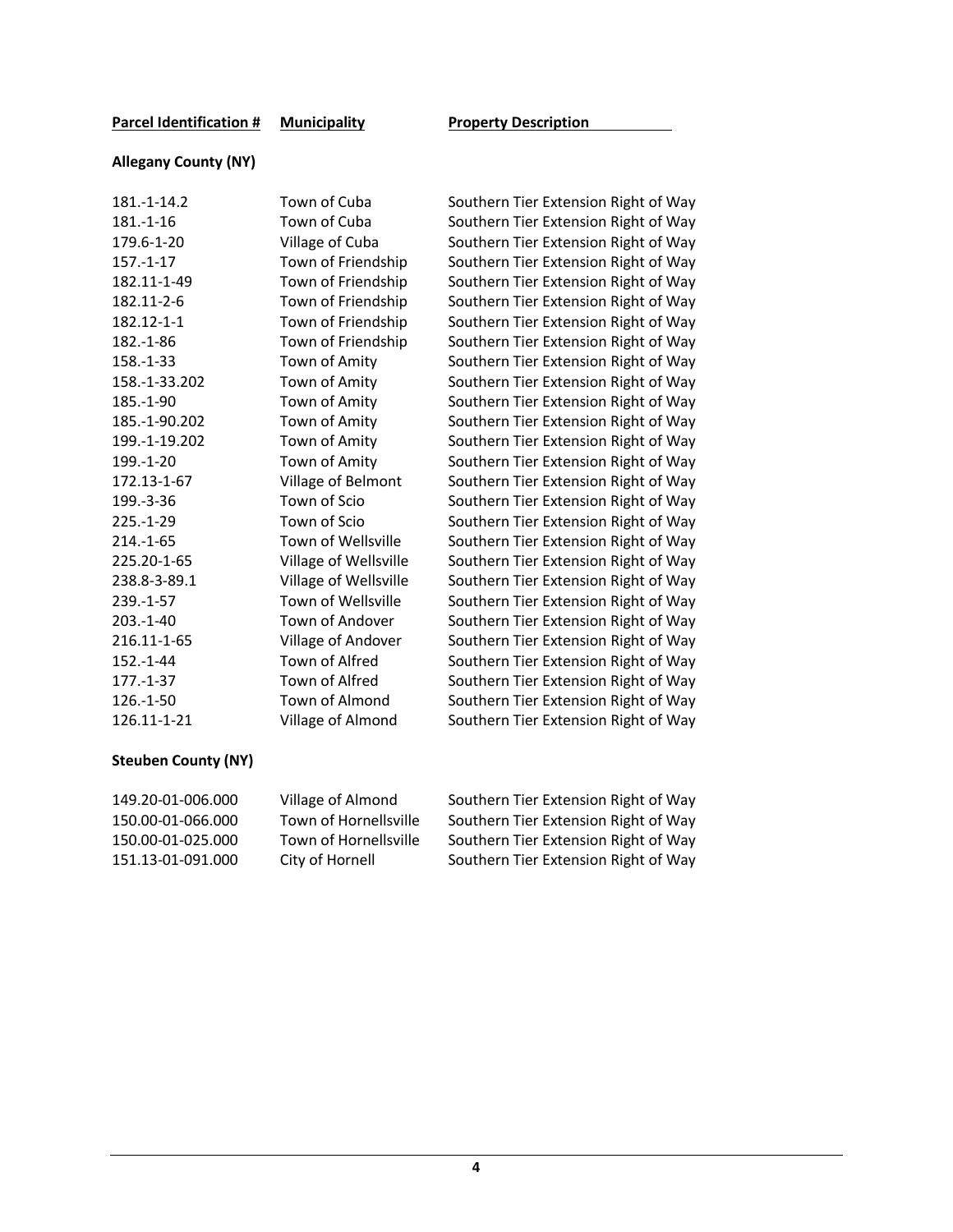| Parcel Identification # | Municipality | Property Description |
|---|---|---|
| **Allegany County (NY)** | | |
| 181.-1-14.2 | Town of Cuba | Southern Tier Extension Right of Way |
| 181.-1-16 | Town of Cuba | Southern Tier Extension Right of Way |
| 179.6-1-20 | Village of Cuba | Southern Tier Extension Right of Way |
| 157.-1-17 | Town of Friendship | Southern Tier Extension Right of Way |
| 182.11-1-49 | Town of Friendship | Southern Tier Extension Right of Way |
| 182.11-2-6 | Town of Friendship | Southern Tier Extension Right of Way |
| 182.12-1-1 | Town of Friendship | Southern Tier Extension Right of Way |
| 182.-1-86 | Town of Friendship | Southern Tier Extension Right of Way |
| 158.-1-33 | Town of Amity | Southern Tier Extension Right of Way |
| 158.-1-33.202 | Town of Amity | Southern Tier Extension Right of Way |
| 185.-1-90 | Town of Amity | Southern Tier Extension Right of Way |
| 185.-1-90.202 | Town of Amity | Southern Tier Extension Right of Way |
| 199.-1-19.202 | Town of Amity | Southern Tier Extension Right of Way |
| 199.-1-20 | Town of Amity | Southern Tier Extension Right of Way |
| 172.13-1-67 | Village of Belmont | Southern Tier Extension Right of Way |
| 199.-3-36 | Town of Scio | Southern Tier Extension Right of Way |
| 225.-1-29 | Town of Scio | Southern Tier Extension Right of Way |
| 214.-1-65 | Town of Wellsville | Southern Tier Extension Right of Way |
| 225.20-1-65 | Village of Wellsville | Southern Tier Extension Right of Way |
| 238.8-3-89.1 | Village of Wellsville | Southern Tier Extension Right of Way |
| 239.-1-57 | Town of Wellsville | Southern Tier Extension Right of Way |
| 203.-1-40 | Town of Andover | Southern Tier Extension Right of Way |
| 216.11-1-65 | Village of Andover | Southern Tier Extension Right of Way |
| 152.-1-44 | Town of Alfred | Southern Tier Extension Right of Way |
| 177.-1-37 | Town of Alfred | Southern Tier Extension Right of Way |
| 126.-1-50 | Town of Almond | Southern Tier Extension Right of Way |
| 126.11-1-21 | Village of Almond | Southern Tier Extension Right of Way |
| **Steuben County (NY)** | | |
| 149.20-01-006.000 | Village of Almond | Southern Tier Extension Right of Way |
| 150.00-01-066.000 | Town of Hornellsville | Southern Tier Extension Right of Way |
| 150.00-01-025.000 | Town of Hornellsville | Southern Tier Extension Right of Way |
| 151.13-01-091.000 | City of Hornell | Southern Tier Extension Right of Way |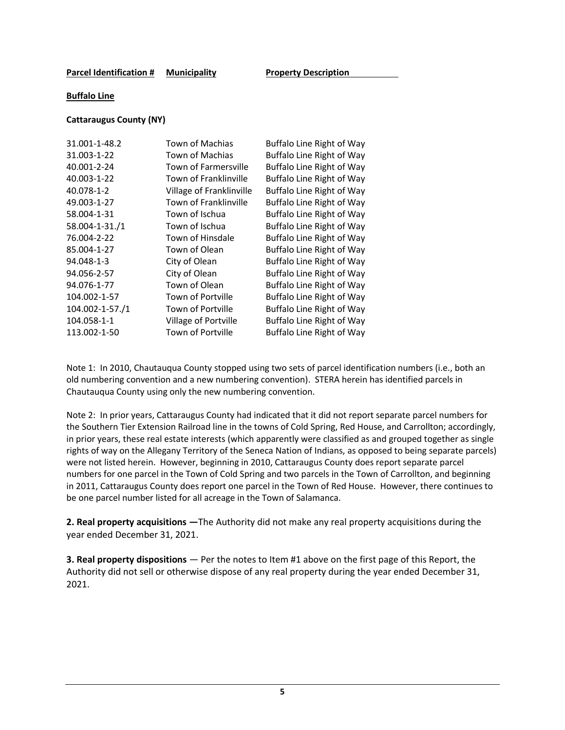| **Parcel Identification #** | **Municipality** | **Property Description** |
|---|---|---|
| **Buffalo Line** | | |
| **Cattaraugus County (NY)** | | |
| 31.001-1-48.2 | Town of Machias | Buffalo Line Right of Way |
| 31.003-1-22 | Town of Machias | Buffalo Line Right of Way |
| 40.001-2-24 | Town of Farmersville | Buffalo Line Right of Way |
| 40.003-1-22 | Town of Franklinville | Buffalo Line Right of Way |
| 40.078-1-2 | Village of Franklinville | Buffalo Line Right of Way |
| 49.003-1-27 | Town of Franklinville | Buffalo Line Right of Way |
| 58.004-1-31 | Town of Ischua | Buffalo Line Right of Way |
| 58.004-1-31./1 | Town of Ischua | Buffalo Line Right of Way |
| 76.004-2-22 | Town of Hinsdale | Buffalo Line Right of Way |
| 85.004-1-27 | Town of Olean | Buffalo Line Right of Way |
| 94.048-1-3 | City of Olean | Buffalo Line Right of Way |
| 94.056-2-57 | City of Olean | Buffalo Line Right of Way |
| 94.076-1-77 | Town of Olean | Buffalo Line Right of Way |
| 104.002-1-57 | Town of Portville | Buffalo Line Right of Way |
| 104.002-1-57./1 | Town of Portville | Buffalo Line Right of Way |
| 104.058-1-1 | Village of Portville | Buffalo Line Right of Way |
| 113.002-1-50 | Town of Portville | Buffalo Line Right of Way |

Note 1: In 2010, Chautauqua County stopped using two sets of parcel identification numbers (i.e., both an old numbering convention and a new numbering convention). STERA herein has identified parcels in Chautauqua County using only the new numbering convention.

Note 2: In prior years, Cattaraugus County had indicated that it did not report separate parcel numbers for the Southern Tier Extension Railroad line in the towns of Cold Spring, Red House, and Carrollton; accordingly, in prior years, these real estate interests (which apparently were classified as and grouped together as single rights of way on the Allegany Territory of the Seneca Nation of Indians, as opposed to being separate parcels) were not listed herein. However, beginning in 2010, Cattaraugus County does report separate parcel numbers for one parcel in the Town of Cold Spring and two parcels in the Town of Carrollton, and beginning in 2011, Cattaraugus County does report one parcel in the Town of Red House. However, there continues to be one parcel number listed for all acreage in the Town of Salamanca.

**2. Real property acquisitions —**The Authority did not make any real property acquisitions during the year ended December 31, 2021.

**3. Real property dispositions** — Per the notes to Item #1 above on the first page of this Report, the Authority did not sell or otherwise dispose of any real property during the year ended December 31, 2021.